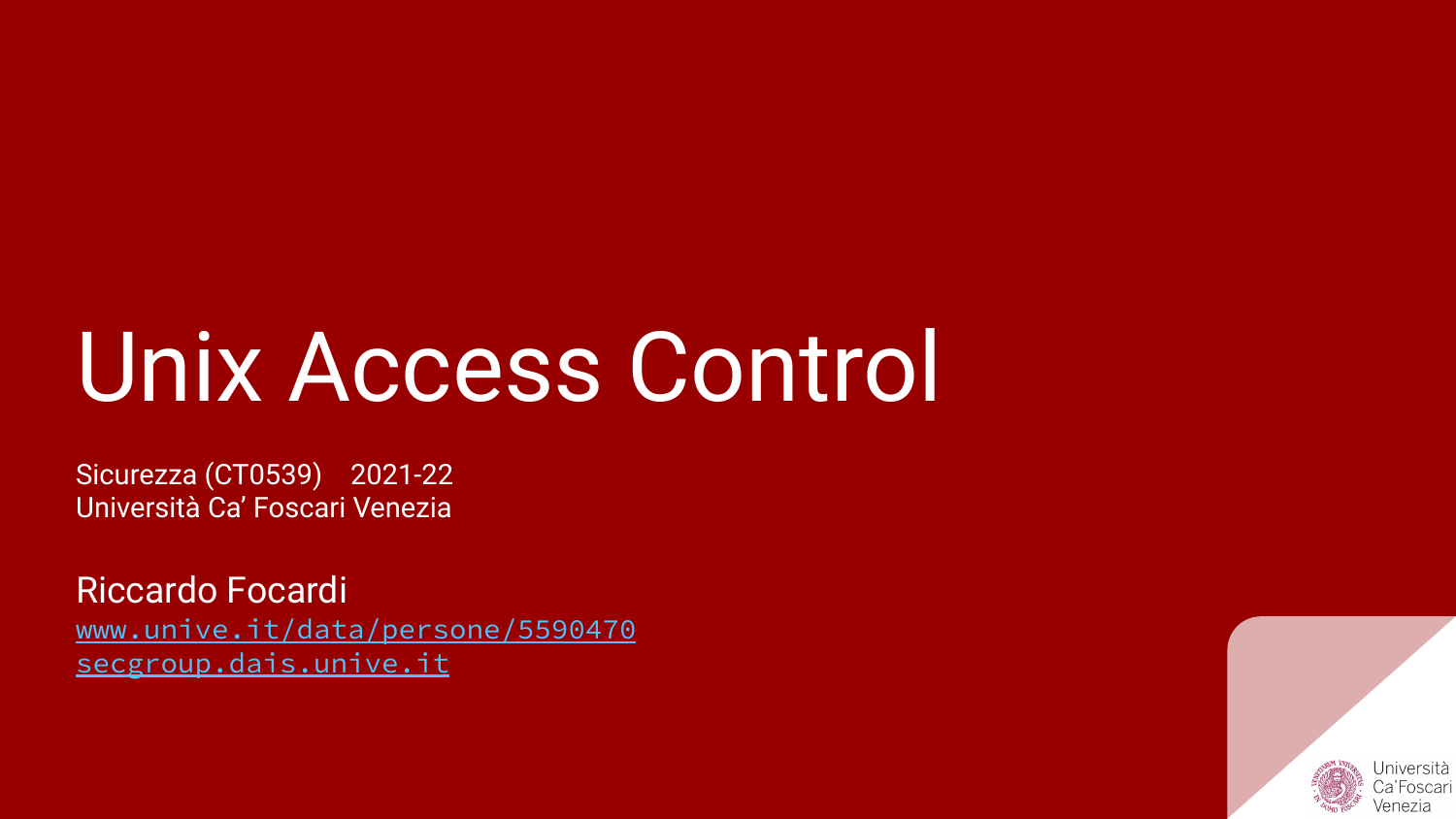# Unix Access Control

Sicurezza (CT0539) 2021-22
Università Ca' Foscari Venezia

Riccardo Focardi
[www.unive.it/data/persone/5590470](www.unive.it/data/persone/5590470)
[secgroup.dais.unive.it](secgroup.dais.unive.it)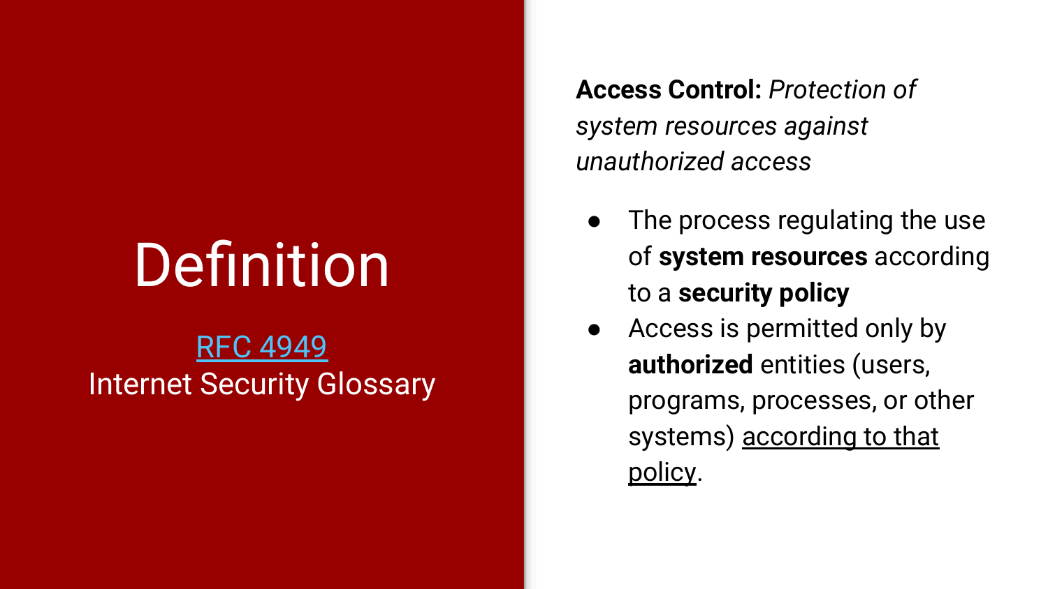# Definition

[RFC 4949](RFC 4949)
Internet Security Glossary

**Access Control:** *Protection of system resources against unauthorized access*

- The process regulating the use of **system resources** according to a **security policy**
- Access is permitted only by **authorized** entities (users, programs, processes, or other systems) <u>according to that policy</u>.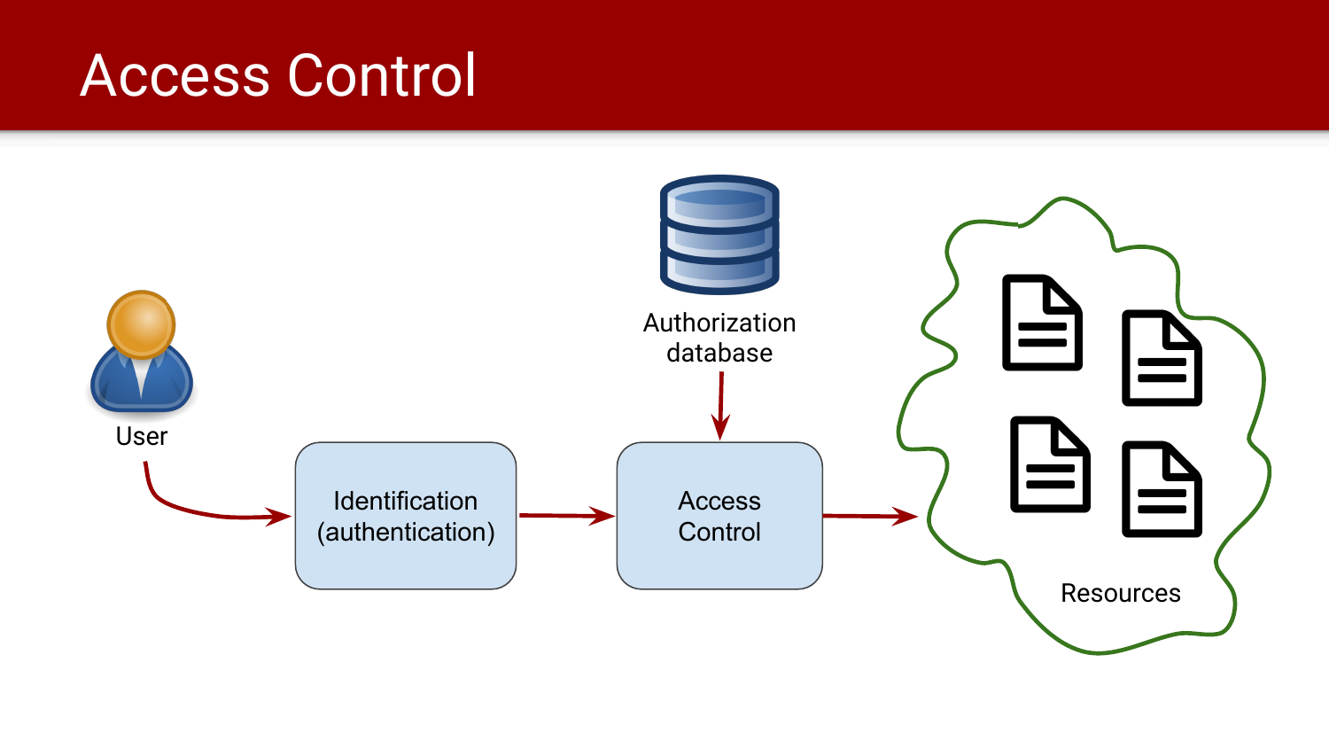# Access Control

User

Identification (authentication)

Authorization database

Access Control

Resources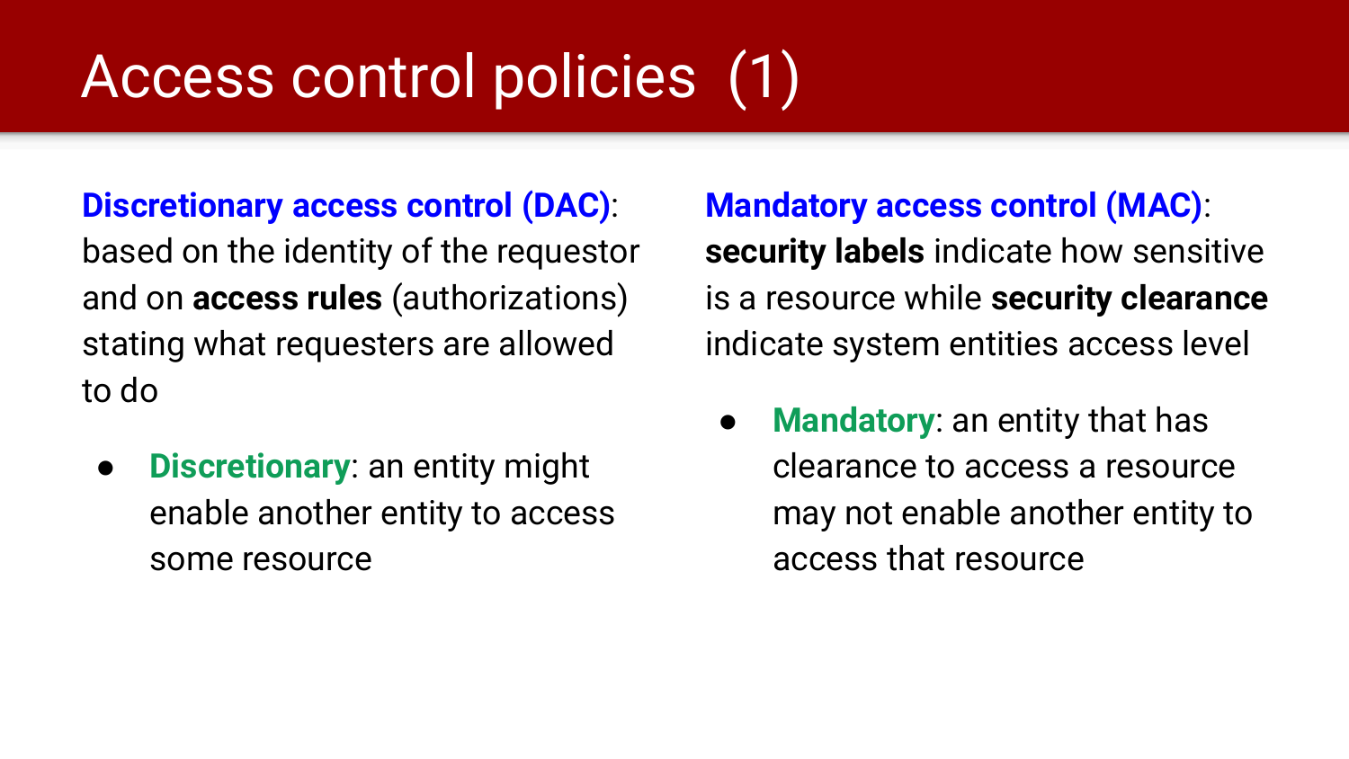# Access control policies (1)

**Discretionary access control (DAC)**: based on the identity of the requestor and on **access rules** (authorizations) stating what requesters are allowed to do

- **Discretionary**: an entity might enable another entity to access some resource

**Mandatory access control (MAC)**: **security labels** indicate how sensitive is a resource while **security clearance** indicate system entities access level

- **Mandatory**: an entity that has clearance to access a resource may not enable another entity to access that resource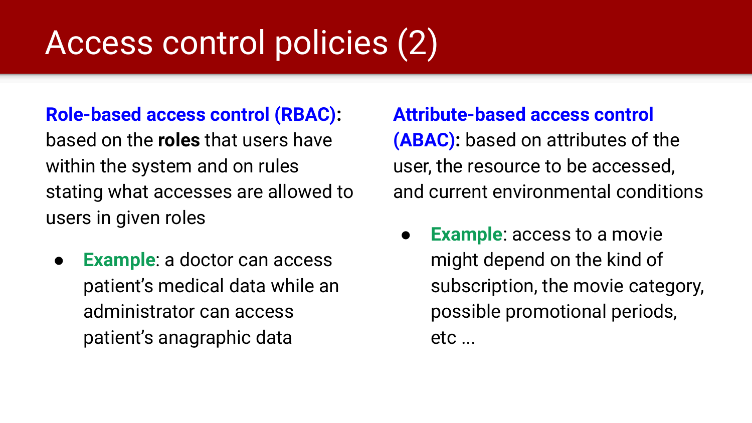# Access control policies (2)

**Role-based access control (RBAC):** based on the **roles** that users have within the system and on rules stating what accesses are allowed to users in given roles

- **Example**: a doctor can access patient's medical data while an administrator can access patient's anagraphic data

**Attribute-based access control (ABAC):** based on attributes of the user, the resource to be accessed, and current environmental conditions

- **Example**: access to a movie might depend on the kind of subscription, the movie category, possible promotional periods, etc ...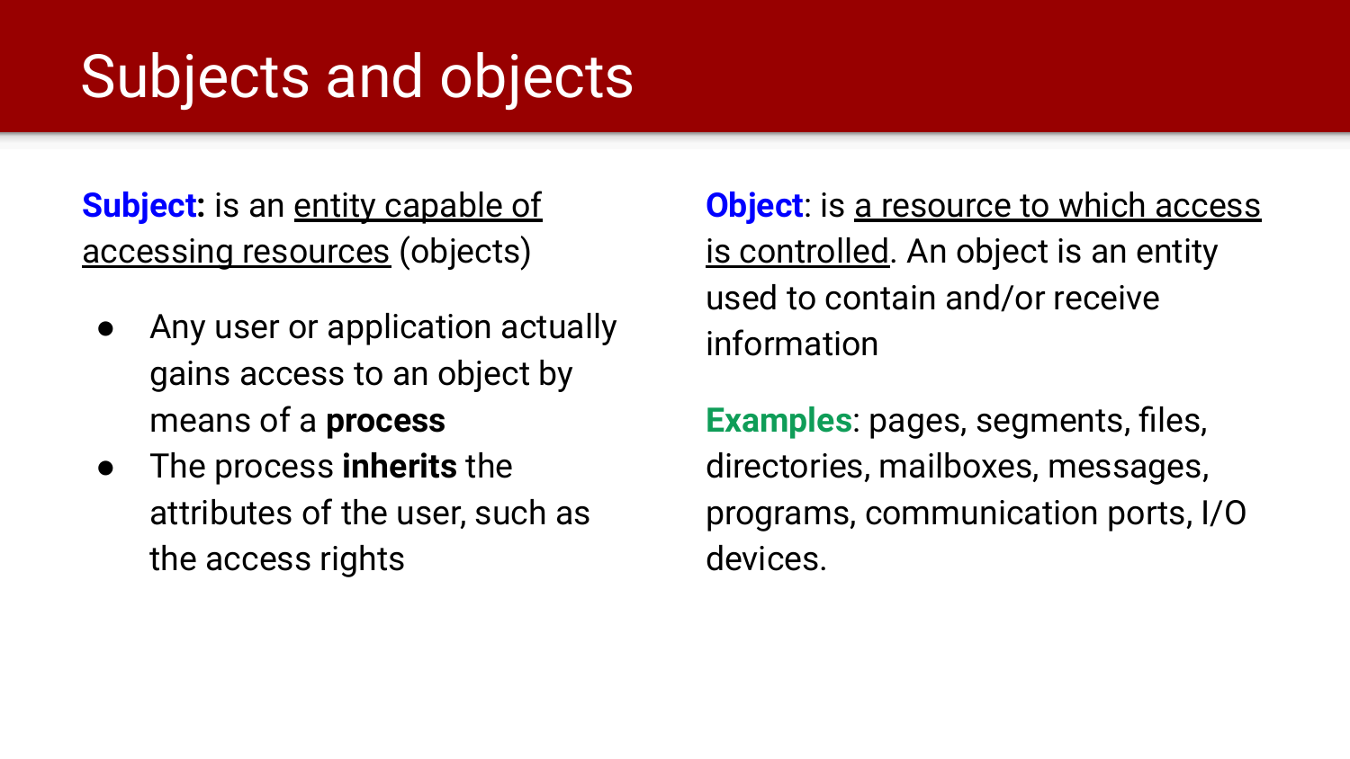# Subjects and objects

**Subject:** is an <u>entity capable of accessing resources</u> (objects)

- Any user or application actually gains access to an object by means of a **process**
- The process **inherits** the attributes of the user, such as the access rights

**Object**: is <u>a resource to which access is controlled</u>. An object is an entity used to contain and/or receive information

**Examples**: pages, segments, files, directories, mailboxes, messages, programs, communication ports, I/O devices.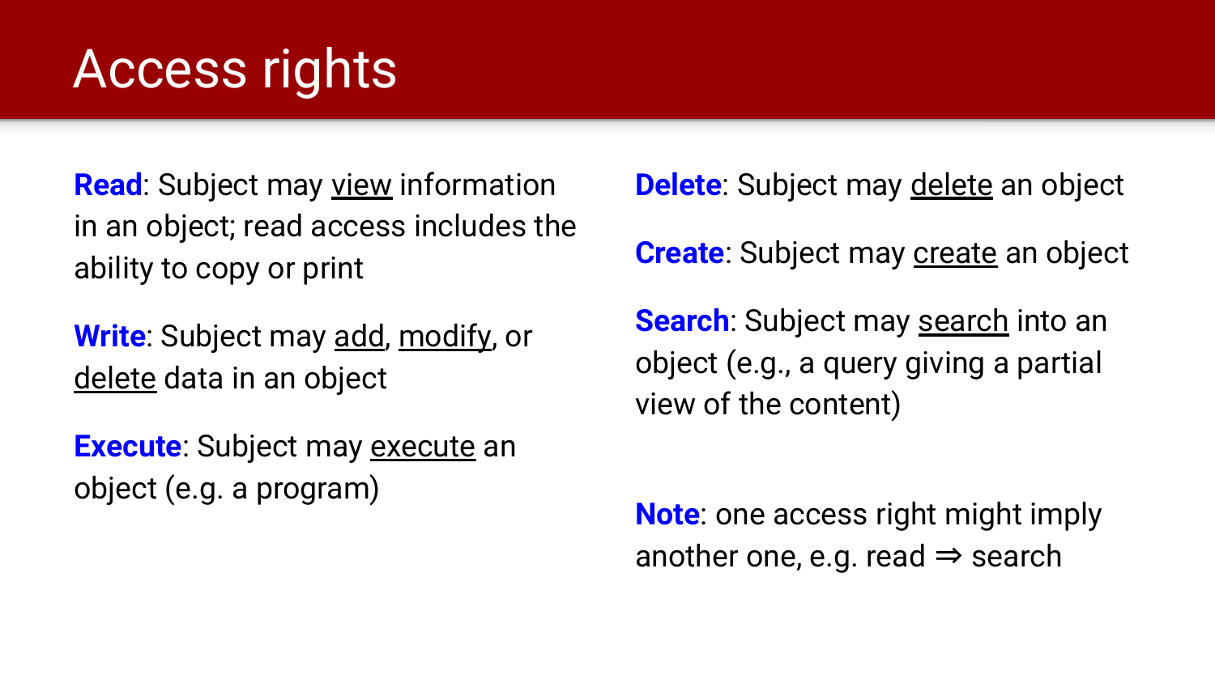# Access rights

**Read**: Subject may <u>view</u> information in an object; read access includes the ability to copy or print

**Write**: Subject may <u>add</u>, <u>modify</u>, or <u>delete</u> data in an object

**Execute**: Subject may <u>execute</u> an object (e.g. a program)

**Delete**: Subject may <u>delete</u> an object

**Create**: Subject may <u>create</u> an object

**Search**: Subject may <u>search</u> into an object (e.g., a query giving a partial view of the content)

**Note**: one access right might imply another one, e.g. read ⇒ search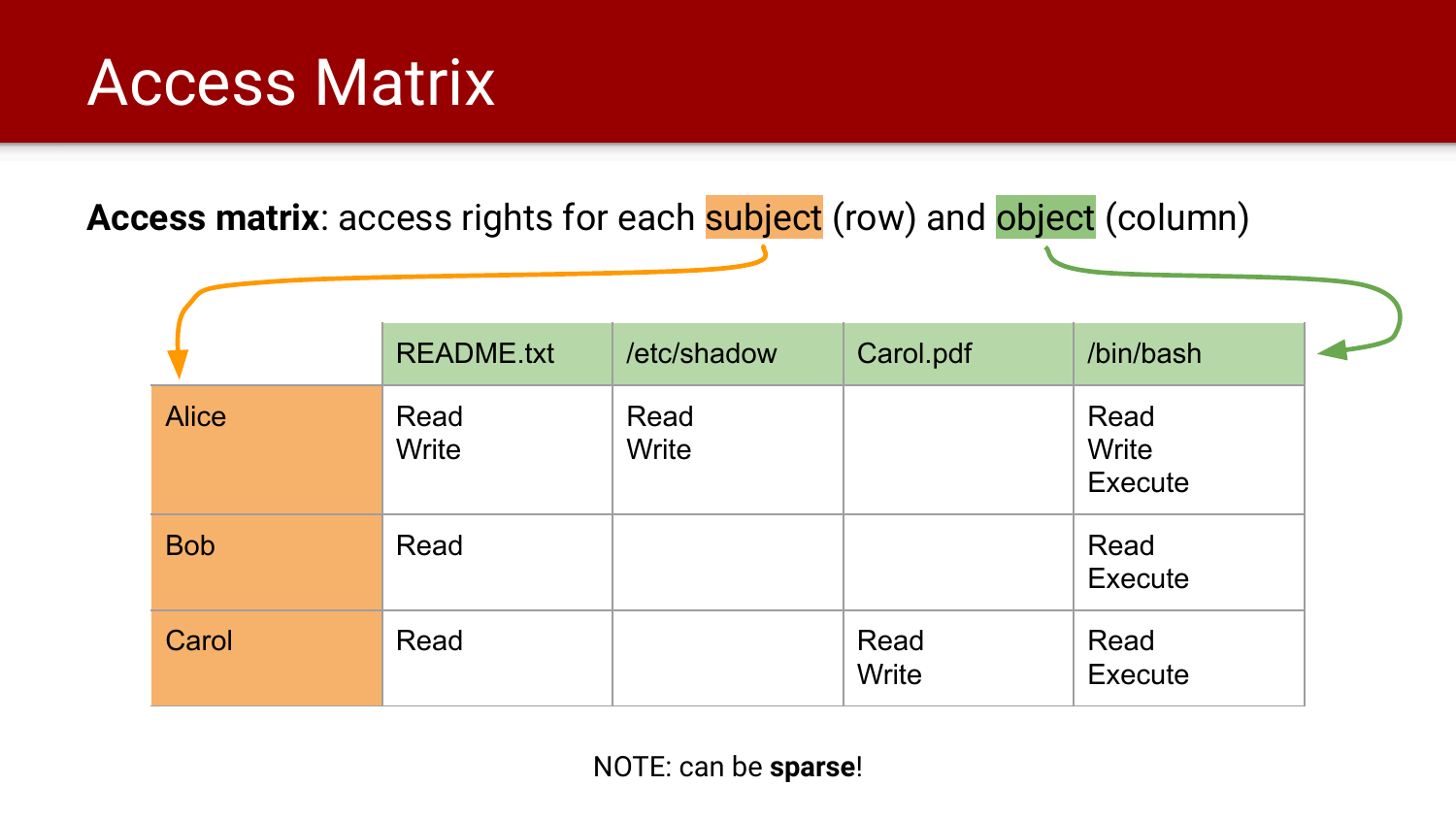# Access Matrix

**Access matrix**: access rights for each subject (row) and object (column)

| | README.txt | /etc/shadow | Carol.pdf | /bin/bash |
|---|---|---|---|---|
| Alice | Read<br>Write | Read<br>Write | | Read<br>Write<br>Execute |
| Bob | Read | | | Read<br>Execute |
| Carol | Read | | Read<br>Write | Read<br>Execute |

NOTE: can be **sparse**!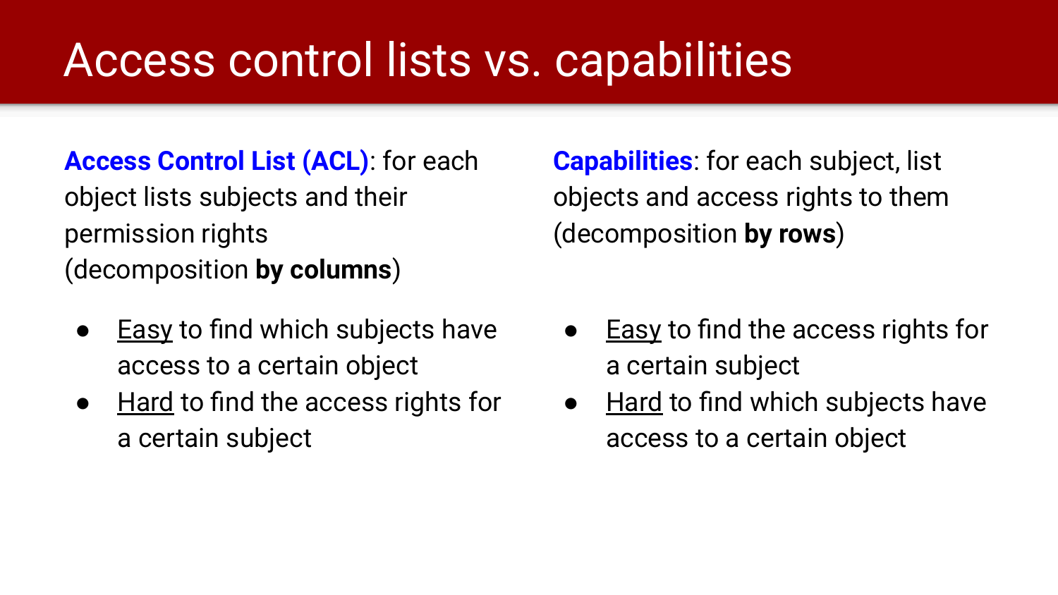# Access control lists vs. capabilities

**Access Control List (ACL)**: for each object lists subjects and their permission rights (decomposition **by columns**)

- Easy to find which subjects have access to a certain object
- Hard to find the access rights for a certain subject

**Capabilities**: for each subject, list objects and access rights to them (decomposition **by rows**)

- Easy to find the access rights for a certain subject
- Hard to find which subjects have access to a certain object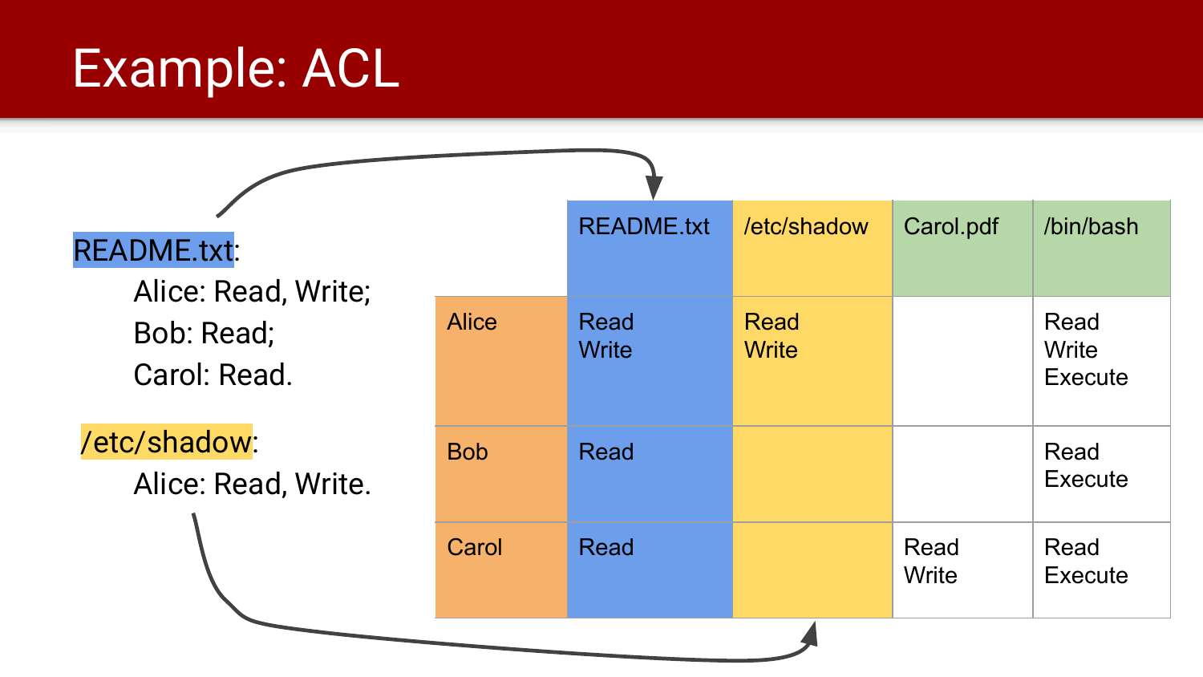# Example: ACL

**README.txt**:

- Alice: Read, Write;
- Bob: Read;
- Carol: Read.

**/etc/shadow**:

- Alice: Read, Write.

| | README.txt | /etc/shadow | Carol.pdf | /bin/bash |
|---|---|---|---|---|
| Alice | Read Write | Read Write | | Read Write Execute |
| Bob | Read | | | Read Execute |
| Carol | Read | | Read Write | Read Execute |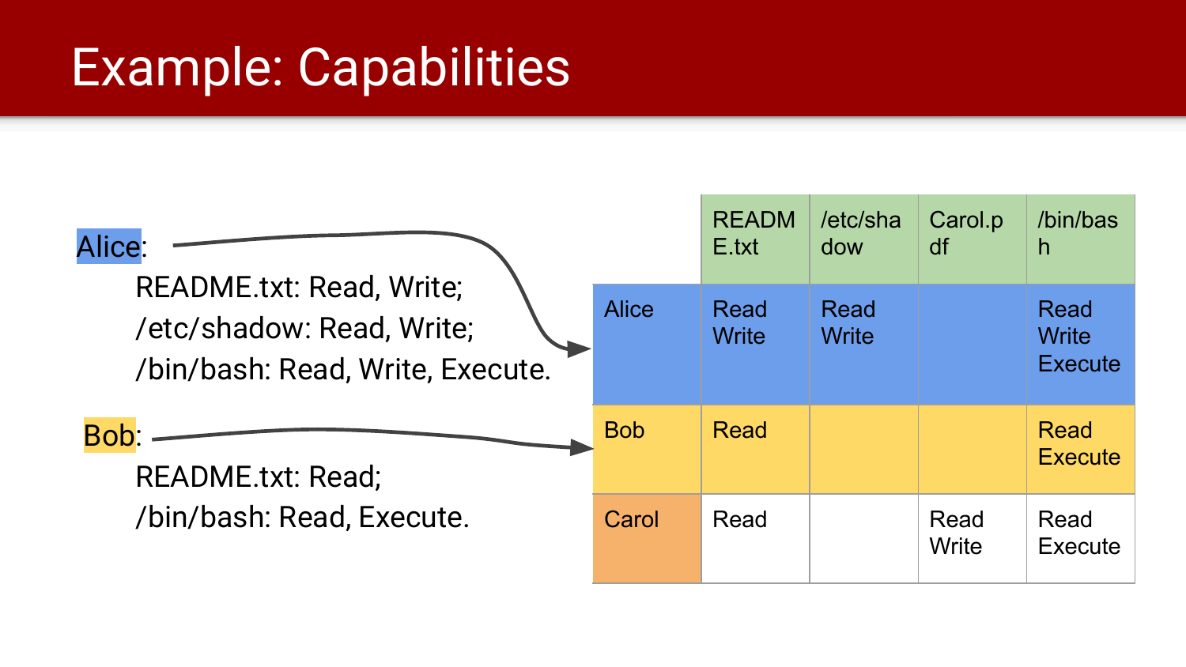# Example: Capabilities

**Alice**:
- README.txt: Read, Write;
- /etc/shadow: Read, Write;
- /bin/bash: Read, Write, Execute.

**Bob**:
- README.txt: Read;
- /bin/bash: Read, Execute.

| | README.txt | /etc/shadow | Carol.pdf | /bin/bash |
|---|---|---|---|---|
| Alice | Read Write | Read Write | | Read Write Execute |
| Bob | Read | | | Read Execute |
| Carol | Read | | Read Write | Read Execute |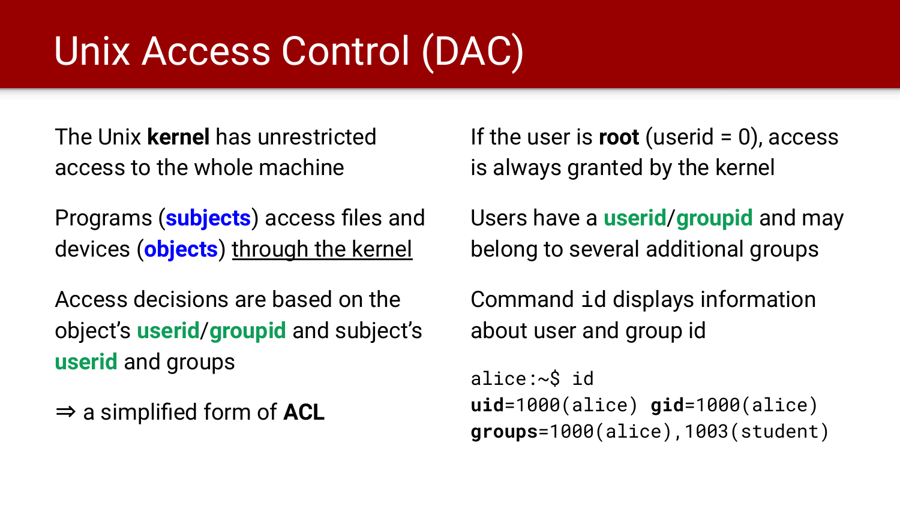# Unix Access Control (DAC)

The Unix **kernel** has unrestricted access to the whole machine

Programs (**subjects**) access files and devices (**objects**) through the kernel

Access decisions are based on the object's **userid**/**groupid** and subject's **userid** and groups

⇒ a simplified form of **ACL**

If the user is **root** (userid = 0), access is always granted by the kernel

Users have a **userid**/**groupid** and may belong to several additional groups

Command `id` displays information about user and group id

```
alice:~$ id
uid=1000(alice) gid=1000(alice)
groups=1000(alice),1003(student)
```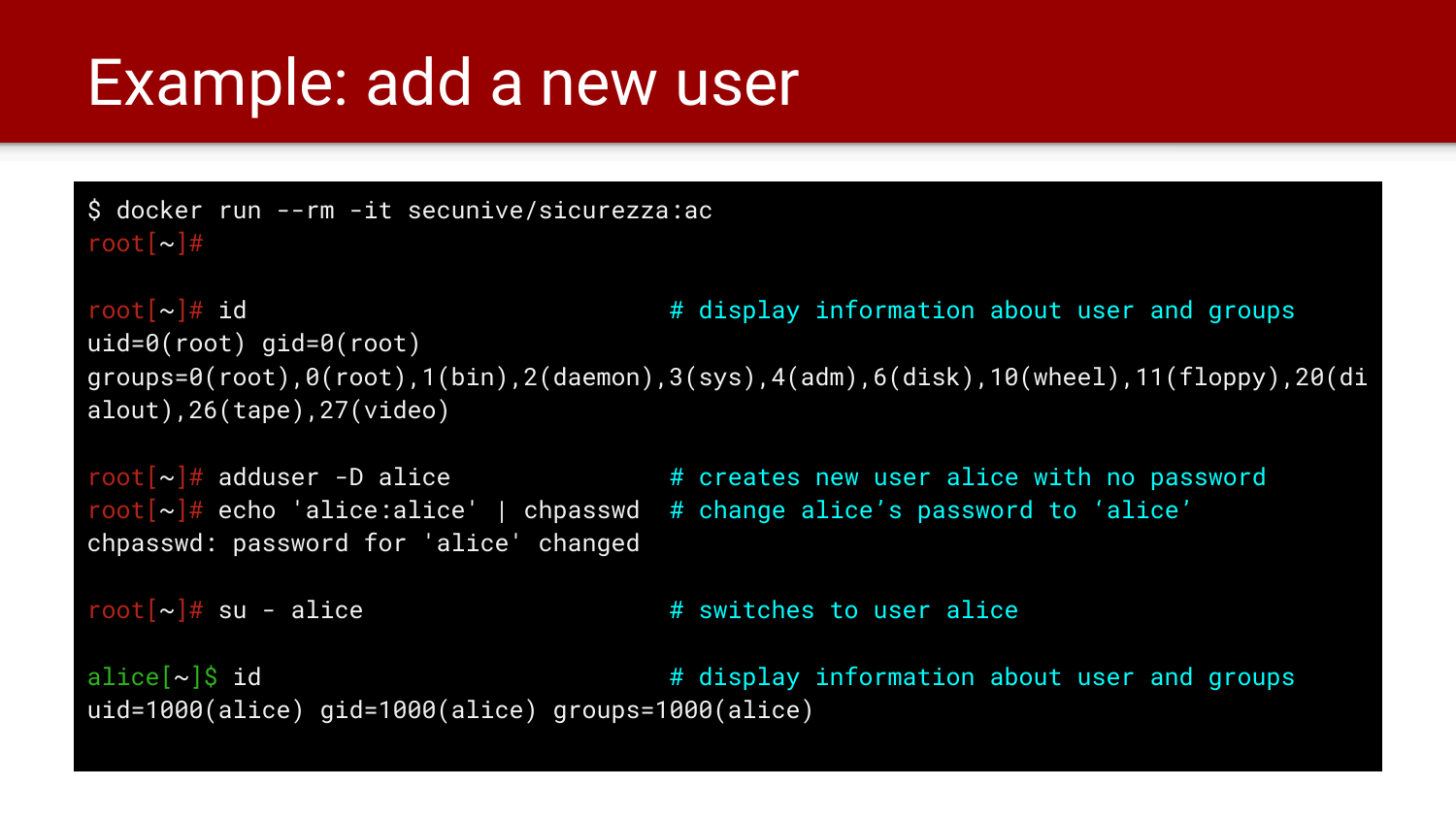# Example: add a new user

```
$ docker run --rm -it secunive/sicurezza:ac
root[~]#

root[~]# id                               # display information about user and groups
uid=0(root) gid=0(root)
groups=0(root),0(root),1(bin),2(daemon),3(sys),4(adm),6(disk),10(wheel),11(floppy),20(di
alout),26(tape),27(video)

root[~]# adduser -D alice                 # creates new user alice with no password
root[~]# echo 'alice:alice' | chpasswd    # change alice's password to 'alice'
chpasswd: password for 'alice' changed

root[~]# su - alice                       # switches to user alice

alice[~]$ id                              # display information about user and groups
uid=1000(alice) gid=1000(alice) groups=1000(alice)
```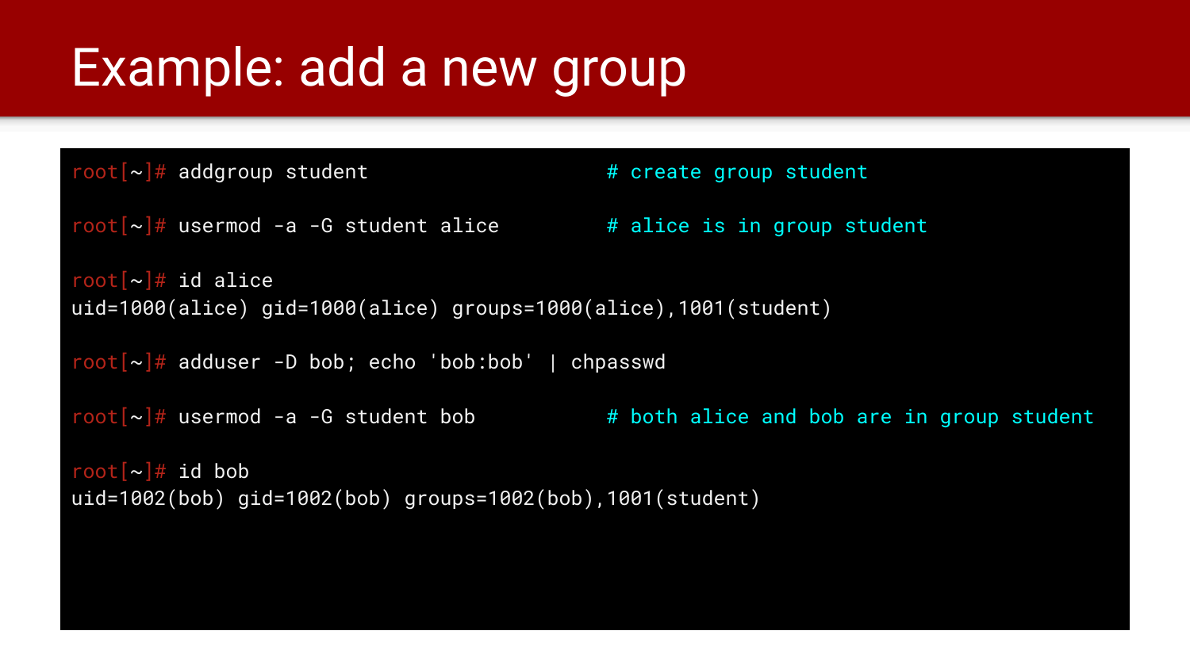# Example: add a new group

```
root[~]# addgroup student                    # create group student

root[~]# usermod -a -G student alice         # alice is in group student

root[~]# id alice
uid=1000(alice) gid=1000(alice) groups=1000(alice),1001(student)

root[~]# adduser -D bob; echo 'bob:bob' | chpasswd

root[~]# usermod -a -G student bob           # both alice and bob are in group student

root[~]# id bob
uid=1002(bob) gid=1002(bob) groups=1002(bob),1001(student)
```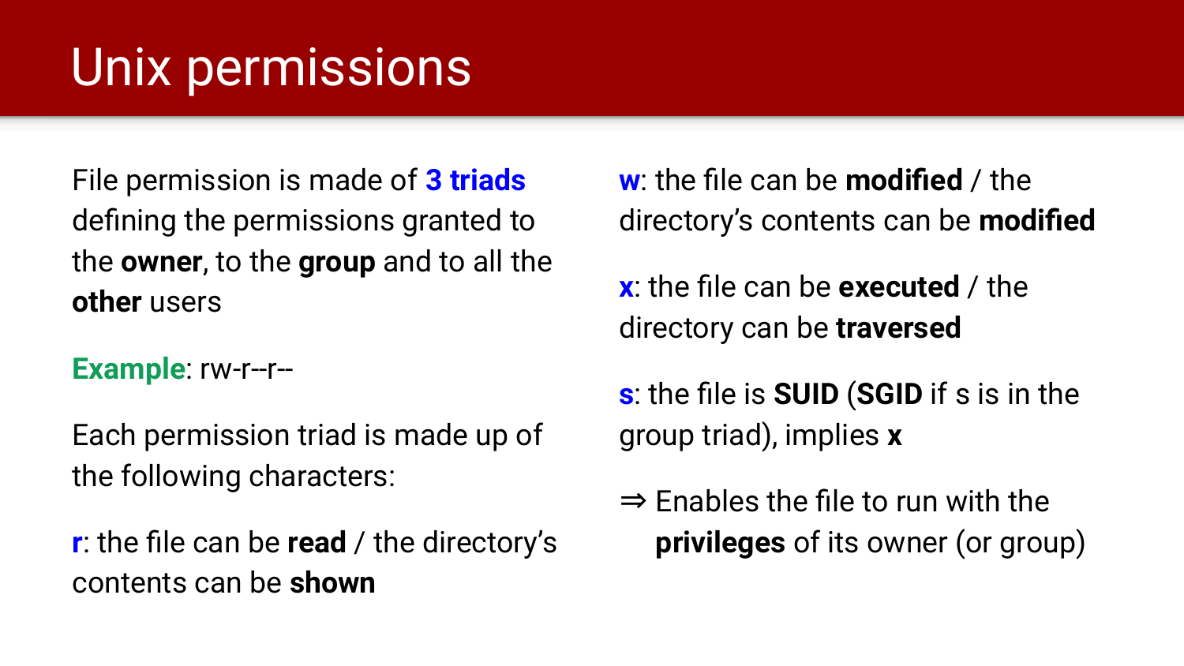# Unix permissions

File permission is made of **3 triads** defining the permissions granted to the **owner**, to the **group** and to all the **other** users

**Example**: rw-r--r--

Each permission triad is made up of the following characters:

**r**: the file can be **read** / the directory's contents can be **shown**

**w**: the file can be **modified** / the directory's contents can be **modified**

**x**: the file can be **executed** / the directory can be **traversed**

**s**: the file is **SUID** (**SGID** if s is in the group triad), implies **x**

⇒ Enables the file to run with the **privileges** of its owner (or group)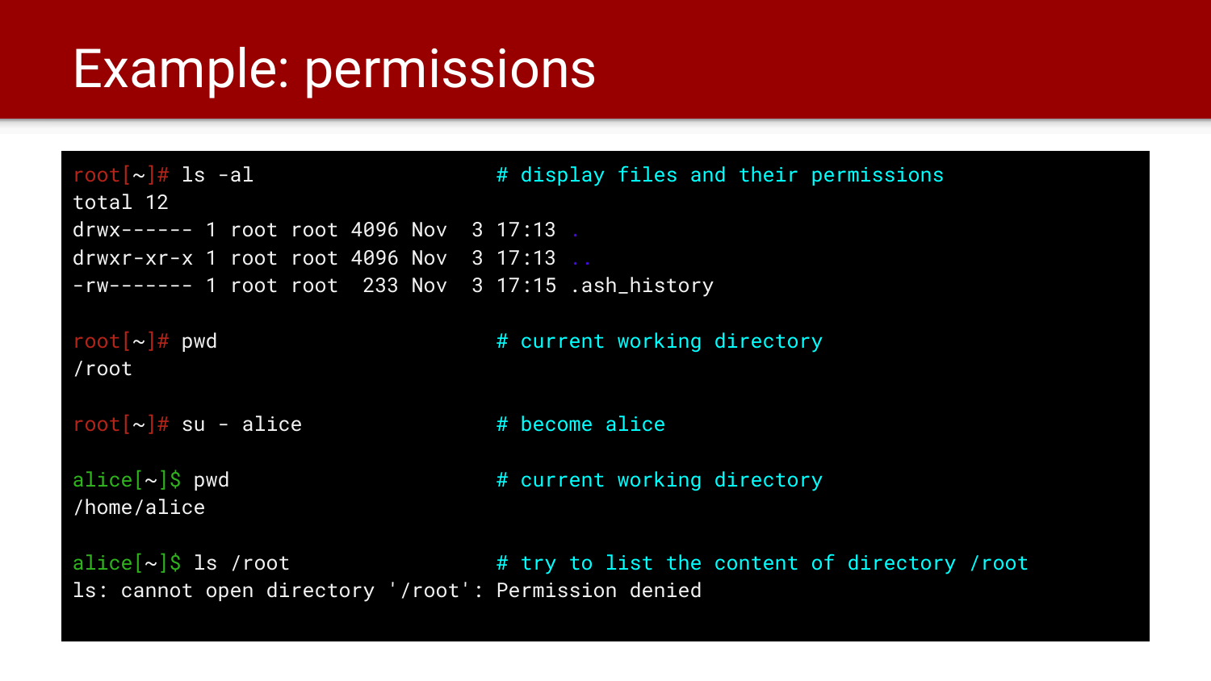# Example: permissions

```
root[~]# ls -al                     # display files and their permissions
total 12
drwx------ 1 root root 4096 Nov  3 17:13 .
drwxr-xr-x 1 root root 4096 Nov  3 17:13 ..
-rw------- 1 root root  233 Nov  3 17:15 .ash_history

root[~]# pwd                        # current working directory
/root

root[~]# su - alice                 # become alice

alice[~]$ pwd                       # current working directory
/home/alice

alice[~]$ ls /root                  # try to list the content of directory /root
ls: cannot open directory '/root': Permission denied
```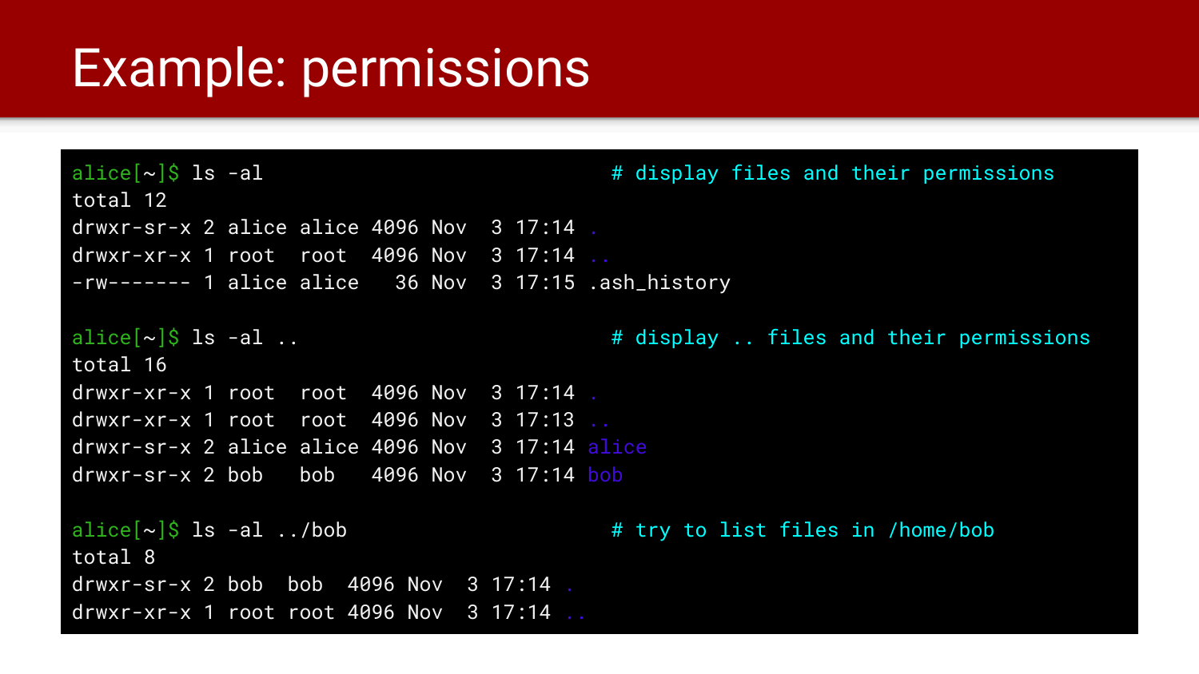# Example: permissions

```
alice[~]$ ls -al                              # display files and their permissions
total 12
drwxr-sr-x 2 alice alice 4096 Nov  3 17:14 .
drwxr-xr-x 1 root  root  4096 Nov  3 17:14 ..
-rw------- 1 alice alice   36 Nov  3 17:15 .ash_history

alice[~]$ ls -al ..                           # display .. files and their permissions
total 16
drwxr-xr-x 1 root  root  4096 Nov  3 17:14 .
drwxr-xr-x 1 root  root  4096 Nov  3 17:13 ..
drwxr-sr-x 2 alice alice 4096 Nov  3 17:14 alice
drwxr-sr-x 2 bob   bob   4096 Nov  3 17:14 bob

alice[~]$ ls -al ../bob                       # try to list files in /home/bob
total 8
drwxr-sr-x 2 bob  bob  4096 Nov  3 17:14 .
drwxr-xr-x 1 root root 4096 Nov  3 17:14 ..
```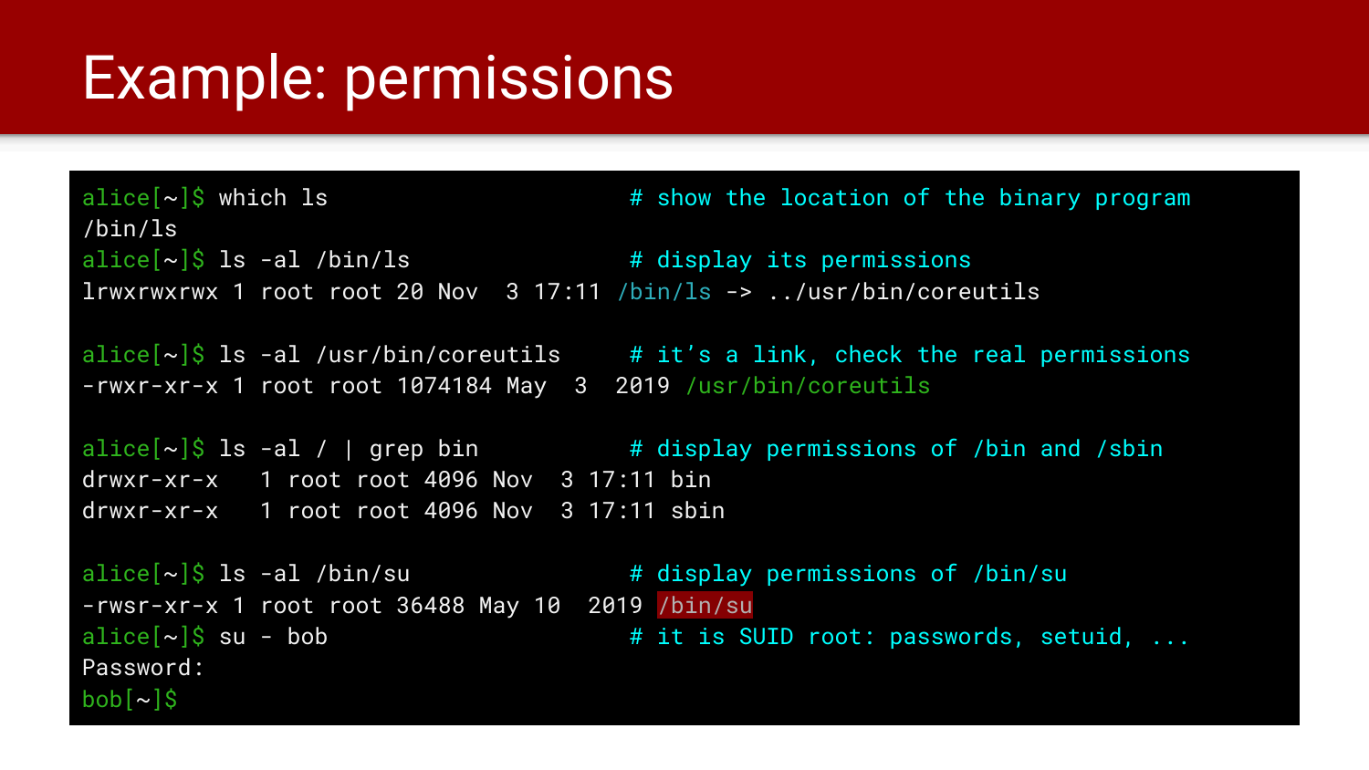# Example: permissions

```
alice[~]$ which ls                    # show the location of the binary program
/bin/ls
alice[~]$ ls -al /bin/ls              # display its permissions
lrwxrwxrwx 1 root root 20 Nov  3 17:11 /bin/ls -> ../usr/bin/coreutils

alice[~]$ ls -al /usr/bin/coreutils   # it's a link, check the real permissions
-rwxr-xr-x 1 root root 1074184 May  3  2019 /usr/bin/coreutils

alice[~]$ ls -al / | grep bin         # display permissions of /bin and /sbin
drwxr-xr-x   1 root root 4096 Nov  3 17:11 bin
drwxr-xr-x   1 root root 4096 Nov  3 17:11 sbin

alice[~]$ ls -al /bin/su              # display permissions of /bin/su
-rwsr-xr-x 1 root root 36488 May 10  2019 /bin/su
alice[~]$ su - bob                    # it is SUID root: passwords, setuid, ...
Password:
bob[~]$
```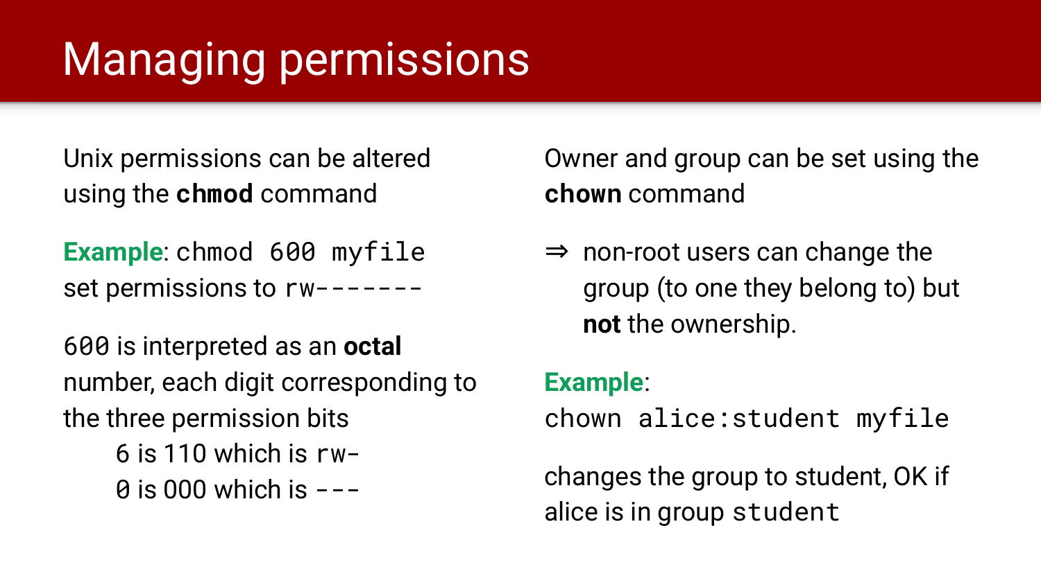# Managing permissions

Unix permissions can be altered using the **chmod** command

**Example**: `chmod 600 myfile`
set permissions to `rw-------`

`600` is interpreted as an **octal** number, each digit corresponding to the three permission bits

- 6 is 110 which is `rw-`
- `0` is 000 which is `---`

Owner and group can be set using the **chown** command

⇒ non-root users can change the group (to one they belong to) but **not** the ownership.

**Example**:
`chown alice:student myfile`

changes the group to student, OK if alice is in group `student`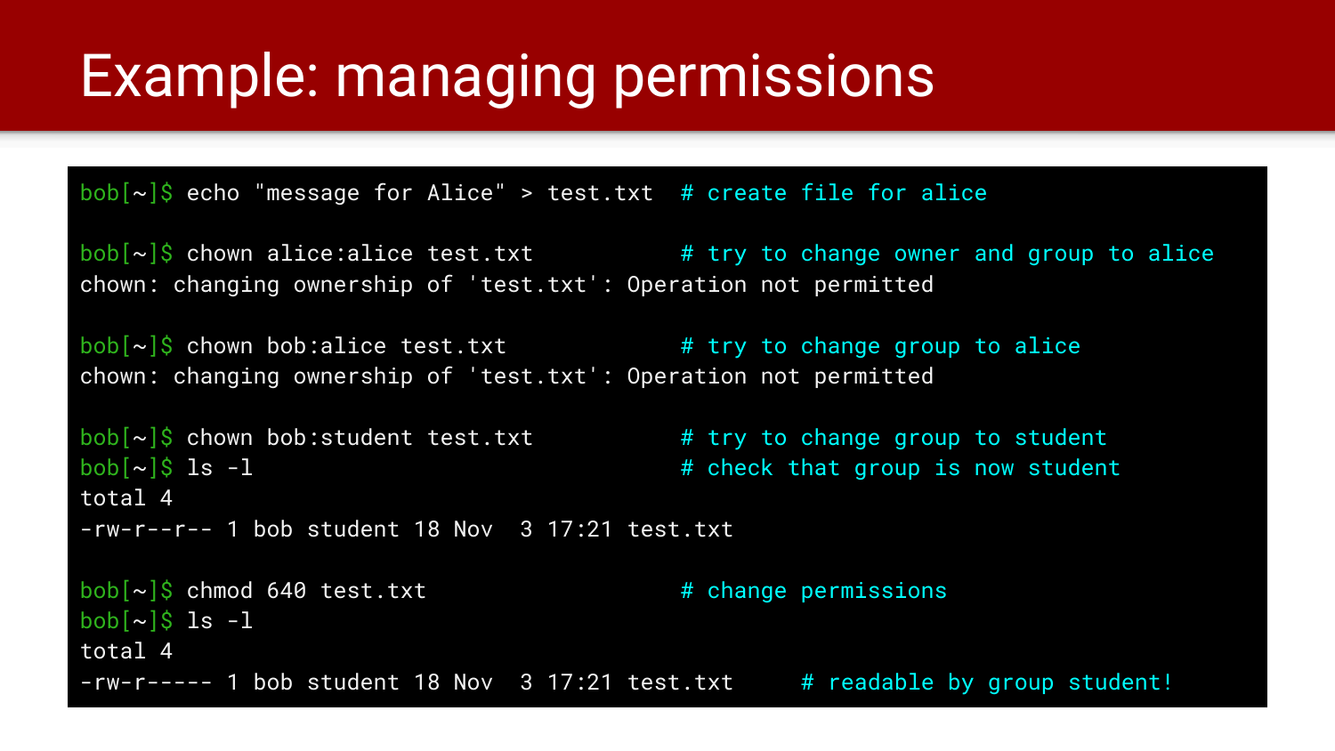# Example: managing permissions

```
bob[~]$ echo "message for Alice" > test.txt  # create file for alice

bob[~]$ chown alice:alice test.txt           # try to change owner and group to alice
chown: changing ownership of 'test.txt': Operation not permitted

bob[~]$ chown bob:alice test.txt             # try to change group to alice
chown: changing ownership of 'test.txt': Operation not permitted

bob[~]$ chown bob:student test.txt           # try to change group to student
bob[~]$ ls -l                                # check that group is now student
total 4
-rw-r--r-- 1 bob student 18 Nov  3 17:21 test.txt

bob[~]$ chmod 640 test.txt                   # change permissions
bob[~]$ ls -l
total 4
-rw-r----- 1 bob student 18 Nov  3 17:21 test.txt     # readable by group student!
```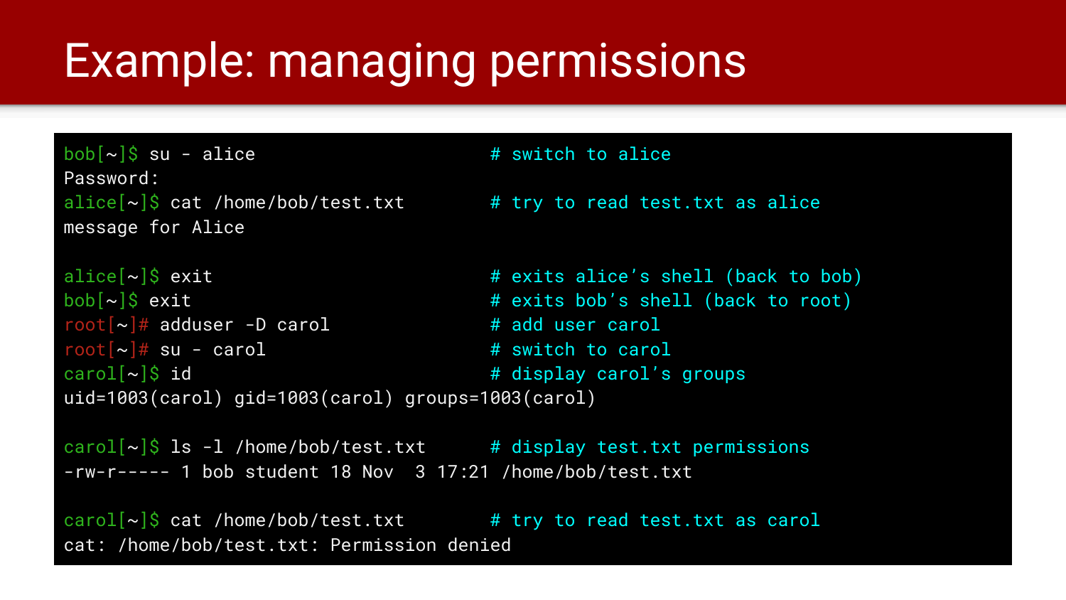# Example: managing permissions

```
bob[~]$ su - alice                      # switch to alice
Password:
alice[~]$ cat /home/bob/test.txt        # try to read test.txt as alice
message for Alice

alice[~]$ exit                          # exits alice's shell (back to bob)
bob[~]$ exit                            # exits bob's shell (back to root)
root[~]# adduser -D carol               # add user carol
root[~]# su - carol                     # switch to carol
carol[~]$ id                            # display carol's groups
uid=1003(carol) gid=1003(carol) groups=1003(carol)

carol[~]$ ls -l /home/bob/test.txt      # display test.txt permissions
-rw-r----- 1 bob student 18 Nov  3 17:21 /home/bob/test.txt

carol[~]$ cat /home/bob/test.txt        # try to read test.txt as carol
cat: /home/bob/test.txt: Permission denied
```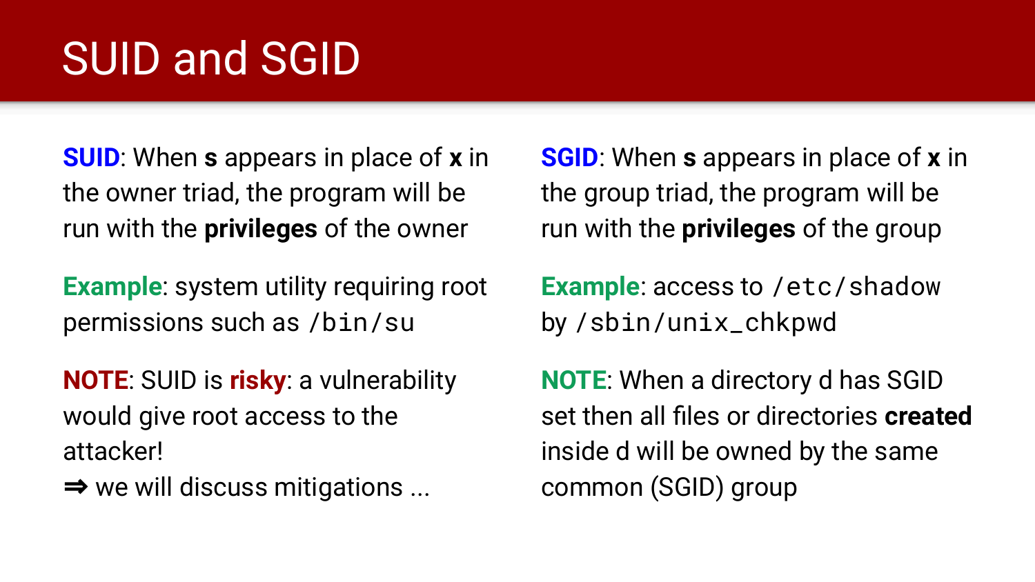# SUID and SGID

**SUID**: When **s** appears in place of **x** in the owner triad, the program will be run with the **privileges** of the owner

**Example**: system utility requiring root permissions such as `/bin/su`

**NOTE**: SUID is **risky**: a vulnerability would give root access to the attacker!
⇒ we will discuss mitigations ...

**SGID**: When **s** appears in place of **x** in the group triad, the program will be run with the **privileges** of the group

**Example**: access to `/etc/shadow` by `/sbin/unix_chkpwd`

**NOTE**: When a directory d has SGID set then all files or directories **created** inside d will be owned by the same common (SGID) group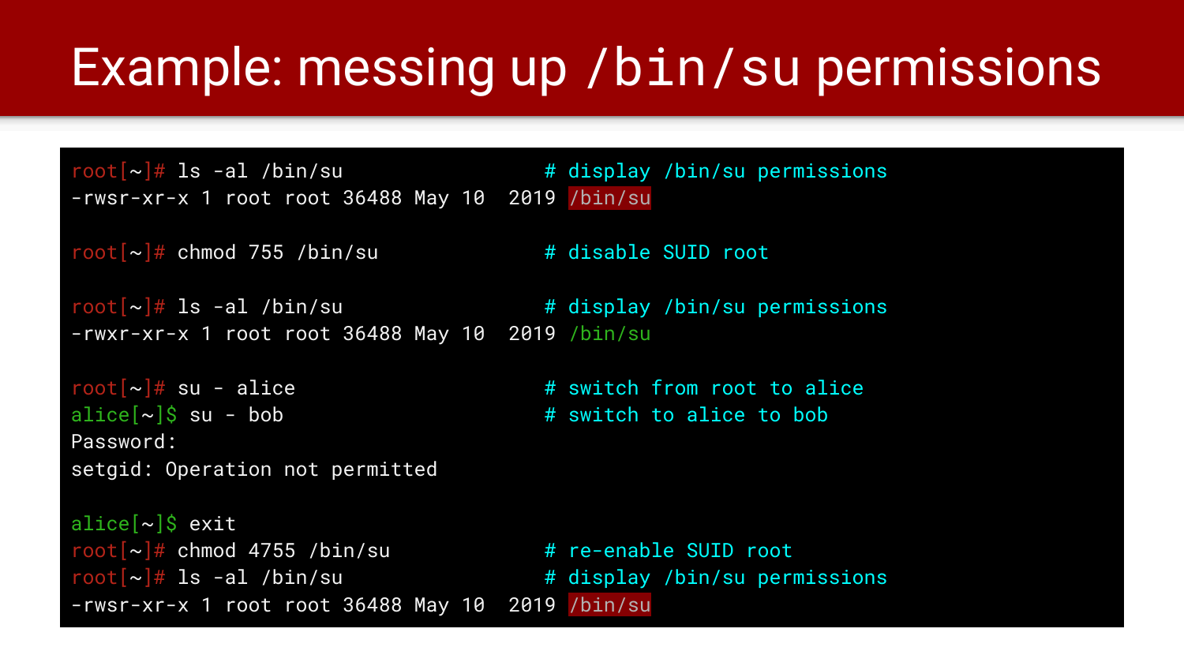# Example: messing up /bin/su permissions

```
root[~]# ls -al /bin/su                  # display /bin/su permissions
-rwsr-xr-x 1 root root 36488 May 10  2019 /bin/su

root[~]# chmod 755 /bin/su               # disable SUID root

root[~]# ls -al /bin/su                  # display /bin/su permissions
-rwxr-xr-x 1 root root 36488 May 10  2019 /bin/su

root[~]# su - alice                      # switch from root to alice
alice[~]$ su - bob                       # switch to alice to bob
Password:
setgid: Operation not permitted

alice[~]$ exit
root[~]# chmod 4755 /bin/su              # re-enable SUID root
root[~]# ls -al /bin/su                  # display /bin/su permissions
-rwsr-xr-x 1 root root 36488 May 10  2019 /bin/su
```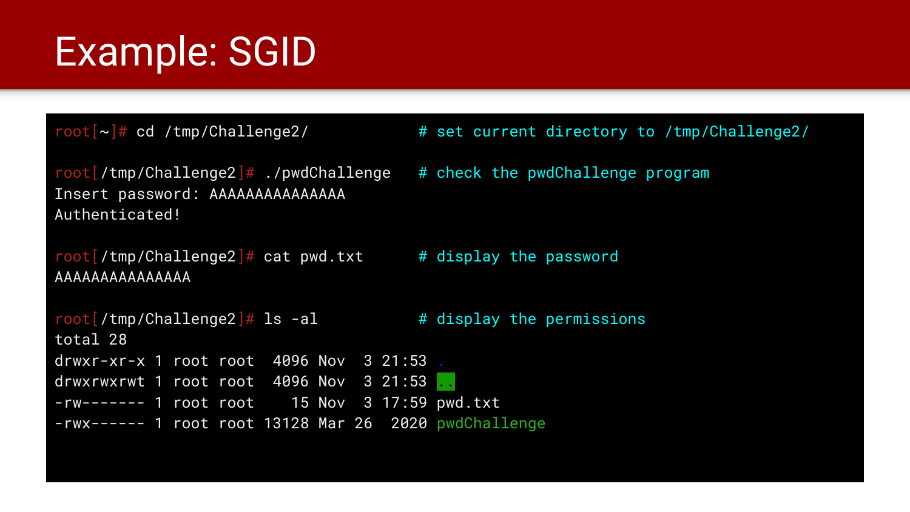# Example: SGID

```
root[~]# cd /tmp/Challenge2/          # set current directory to /tmp/Challenge2/

root[/tmp/Challenge2]# ./pwdChallenge   # check the pwdChallenge program
Insert password: AAAAAAAAAAAAAAA
Authenticated!

root[/tmp/Challenge2]# cat pwd.txt      # display the password
AAAAAAAAAAAAAAA

root[/tmp/Challenge2]# ls -al           # display the permissions
total 28
drwxr-xr-x 1 root root  4096 Nov  3 21:53 .
drwxrwxrwt 1 root root  4096 Nov  3 21:53 ..
-rw------- 1 root root    15 Nov  3 17:59 pwd.txt
-rwx------ 1 root root 13128 Mar 26  2020 pwdChallenge
```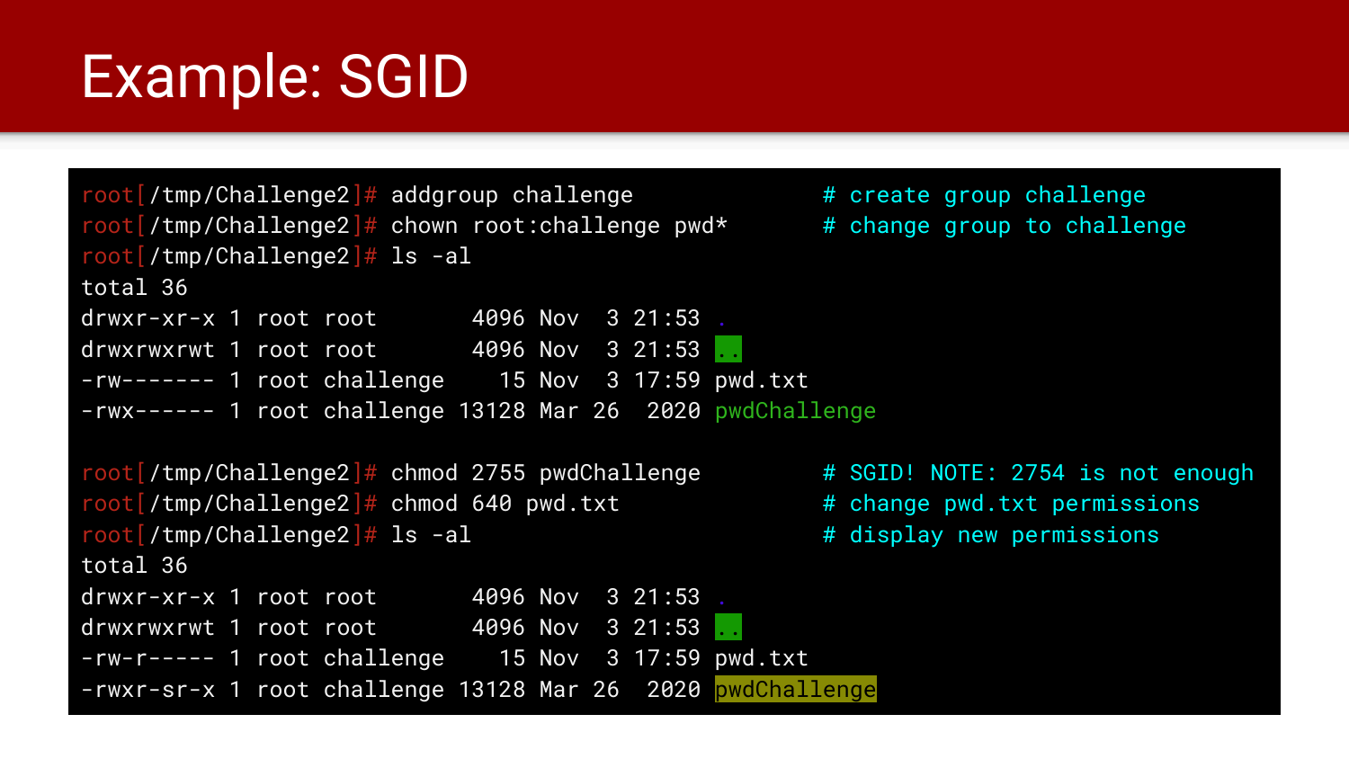# Example: SGID

```
root[/tmp/Challenge2]# addgroup challenge               # create group challenge
root[/tmp/Challenge2]# chown root:challenge pwd*        # change group to challenge
root[/tmp/Challenge2]# ls -al
total 36
drwxr-xr-x 1 root root       4096 Nov  3 21:53 .
drwxrwxrwt 1 root root       4096 Nov  3 21:53 ..
-rw------- 1 root challenge    15 Nov  3 17:59 pwd.txt
-rwx------ 1 root challenge 13128 Mar 26  2020 pwdChallenge

root[/tmp/Challenge2]# chmod 2755 pwdChallenge          # SGID! NOTE: 2754 is not enough
root[/tmp/Challenge2]# chmod 640 pwd.txt                # change pwd.txt permissions
root[/tmp/Challenge2]# ls -al                           # display new permissions
total 36
drwxr-xr-x 1 root root       4096 Nov  3 21:53 .
drwxrwxrwt 1 root root       4096 Nov  3 21:53 ..
-rw-r----- 1 root challenge    15 Nov  3 17:59 pwd.txt
-rwxr-sr-x 1 root challenge 13128 Mar 26  2020 pwdChallenge
```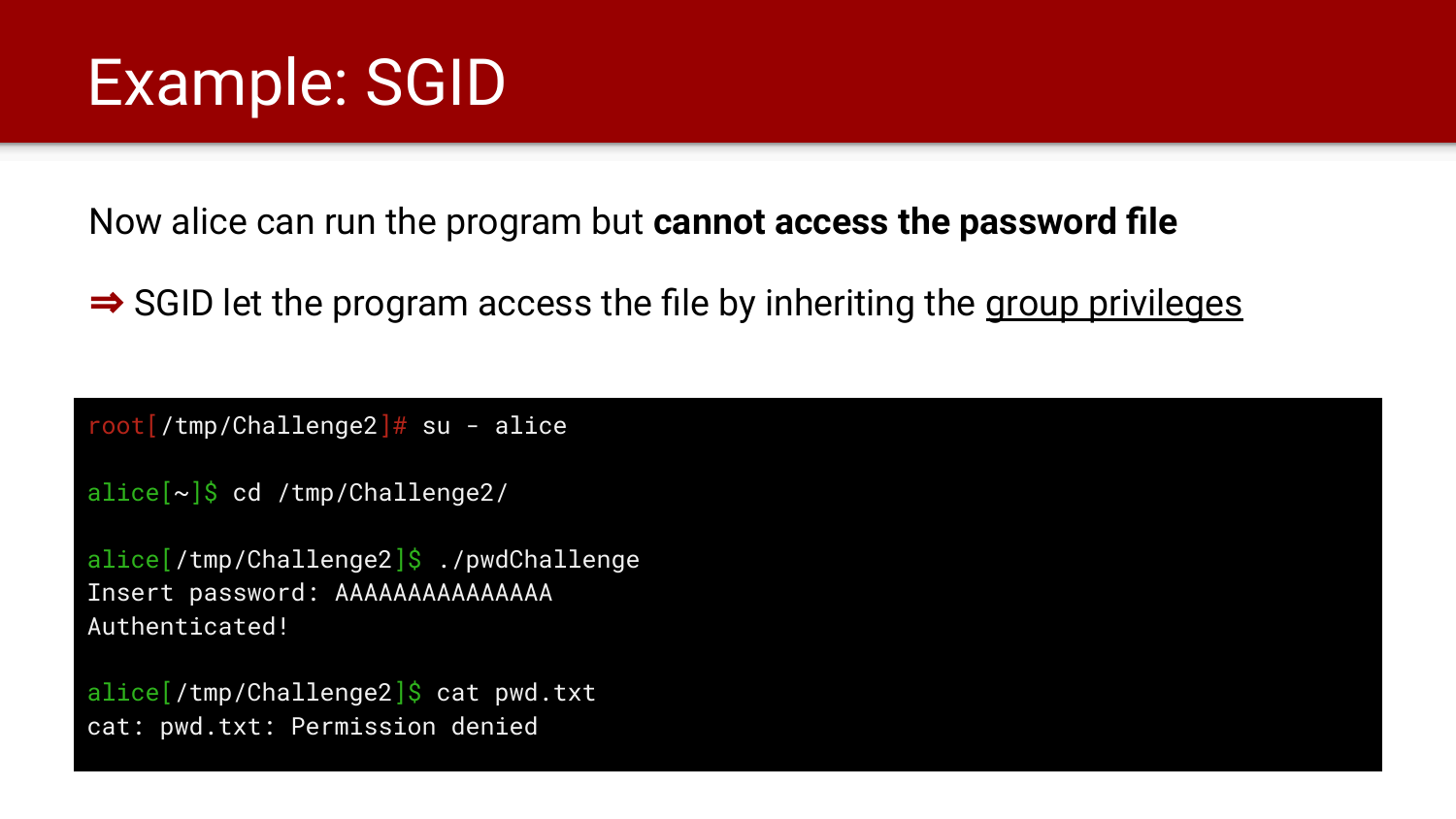# Example: SGID

Now alice can run the program but **cannot access the password file**

⇒ SGID let the program access the file by inheriting the group privileges

```
root[/tmp/Challenge2]# su - alice

alice[~]$ cd /tmp/Challenge2/

alice[/tmp/Challenge2]$ ./pwdChallenge
Insert password: AAAAAAAAAAAAAAA
Authenticated!

alice[/tmp/Challenge2]$ cat pwd.txt
cat: pwd.txt: Permission denied
```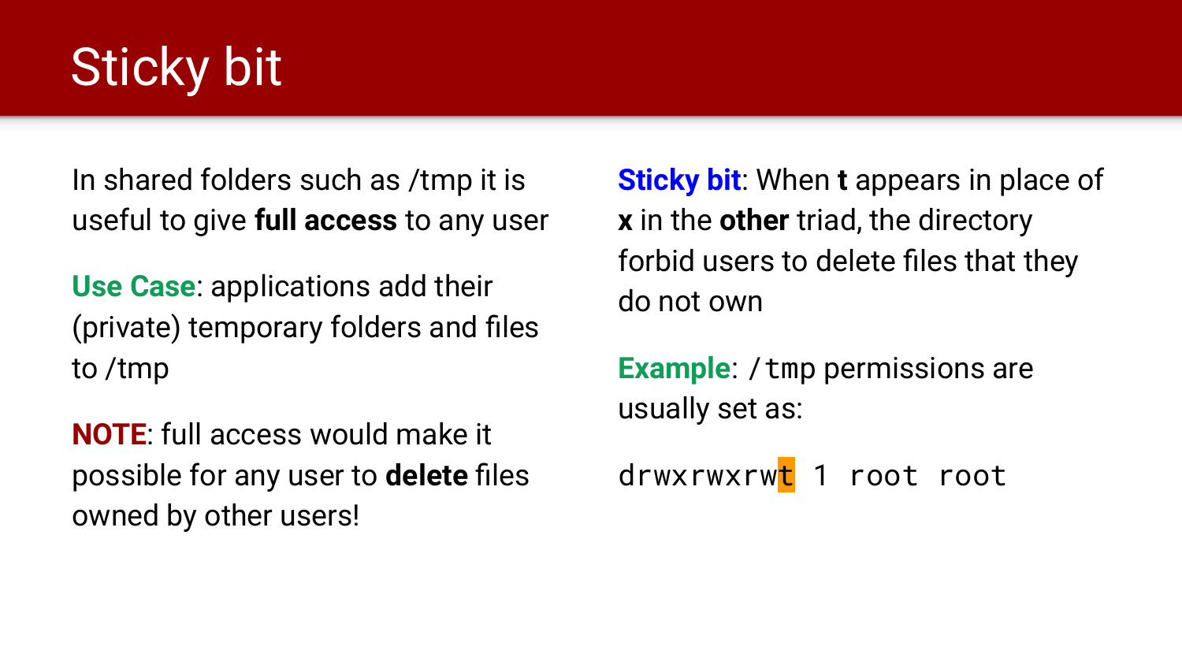# Sticky bit

In shared folders such as /tmp it is useful to give **full access** to any user

**Use Case**: applications add their (private) temporary folders and files to /tmp

**NOTE**: full access would make it possible for any user to **delete** files owned by other users!

**Sticky bit**: When **t** appears in place of **x** in the **other** triad, the directory forbid users to delete files that they do not own

**Example**: `/tmp` permissions are usually set as:

```
drwxrwxrwt 1 root root
```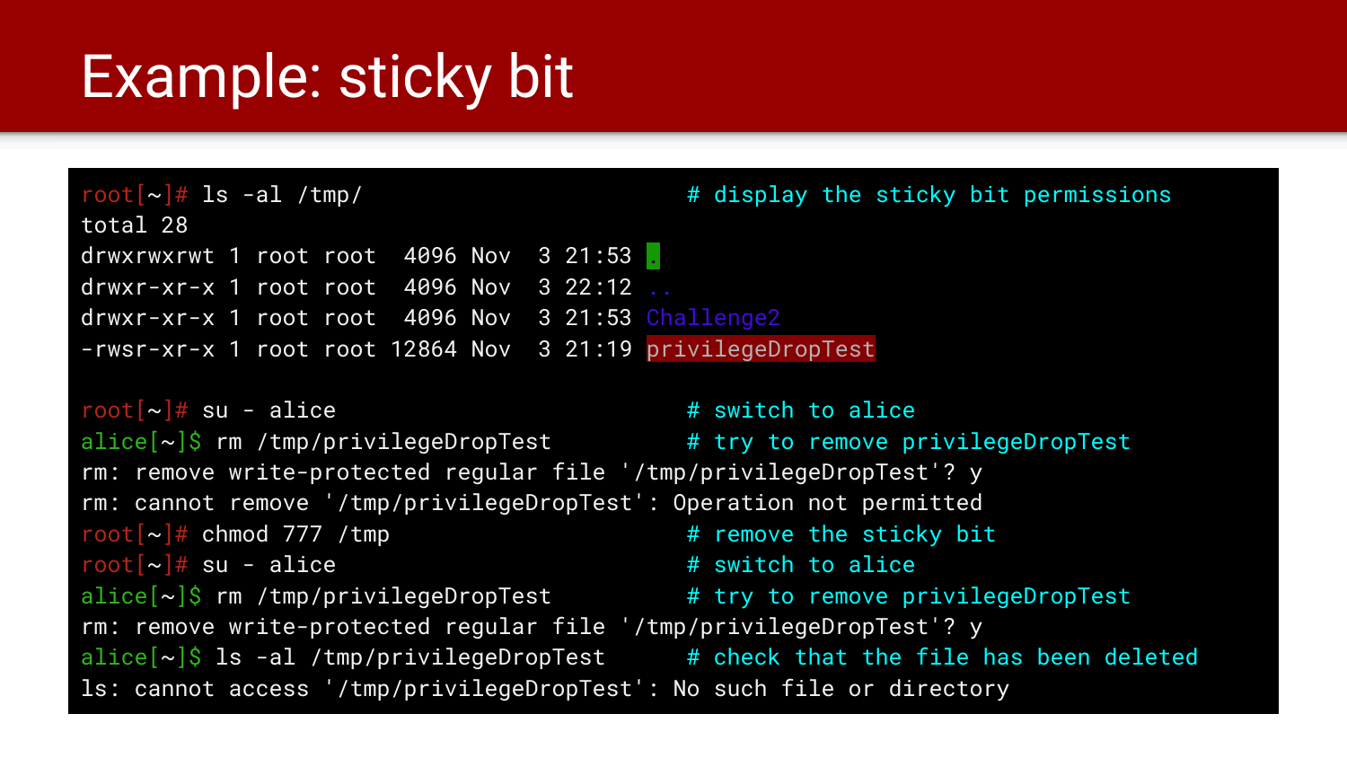# Example: sticky bit

```
root[~]# ls -al /tmp/                         # display the sticky bit permissions
total 28
drwxrwxrwt 1 root root  4096 Nov  3 21:53 .
drwxr-xr-x 1 root root  4096 Nov  3 22:12 ..
drwxr-xr-x 1 root root  4096 Nov  3 21:53 Challenge2
-rwsr-xr-x 1 root root 12864 Nov  3 21:19 privilegeDropTest

root[~]# su - alice                           # switch to alice
alice[~]$ rm /tmp/privilegeDropTest           # try to remove privilegeDropTest
rm: remove write-protected regular file '/tmp/privilegeDropTest'? y
rm: cannot remove '/tmp/privilegeDropTest': Operation not permitted
root[~]# chmod 777 /tmp                       # remove the sticky bit
root[~]# su - alice                           # switch to alice
alice[~]$ rm /tmp/privilegeDropTest           # try to remove privilegeDropTest
rm: remove write-protected regular file '/tmp/privilegeDropTest'? y
alice[~]$ ls -al /tmp/privilegeDropTest       # check that the file has been deleted
ls: cannot access '/tmp/privilegeDropTest': No such file or directory
```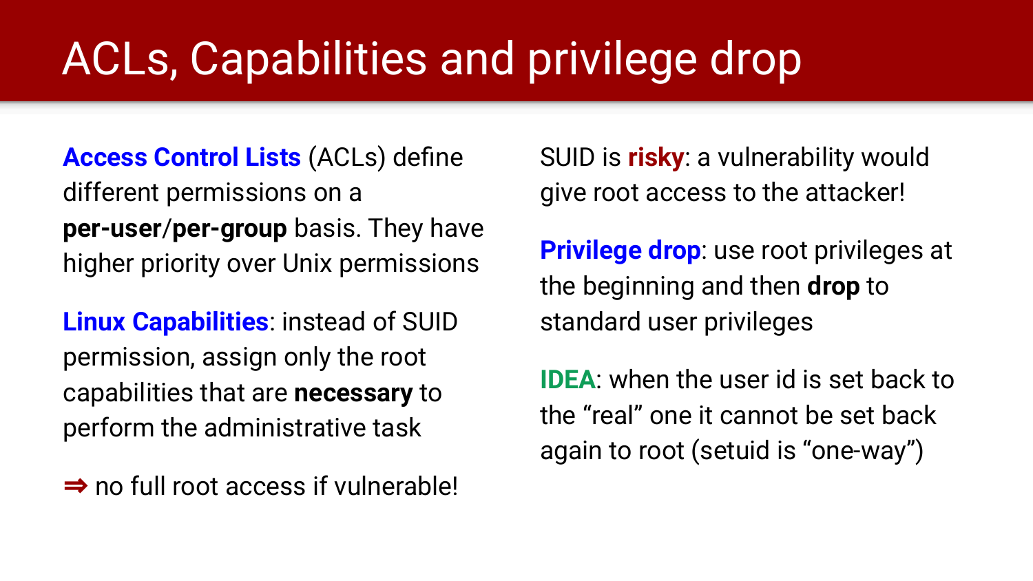# ACLs, Capabilities and privilege drop

**Access Control Lists** (ACLs) define different permissions on a **per-user**/**per-group** basis. They have higher priority over Unix permissions

**Linux Capabilities**: instead of SUID permission, assign only the root capabilities that are **necessary** to perform the administrative task

⇒ no full root access if vulnerable!

SUID is **risky**: a vulnerability would give root access to the attacker!

**Privilege drop**: use root privileges at the beginning and then **drop** to standard user privileges

**IDEA**: when the user id is set back to the “real” one it cannot be set back again to root (setuid is “one-way”)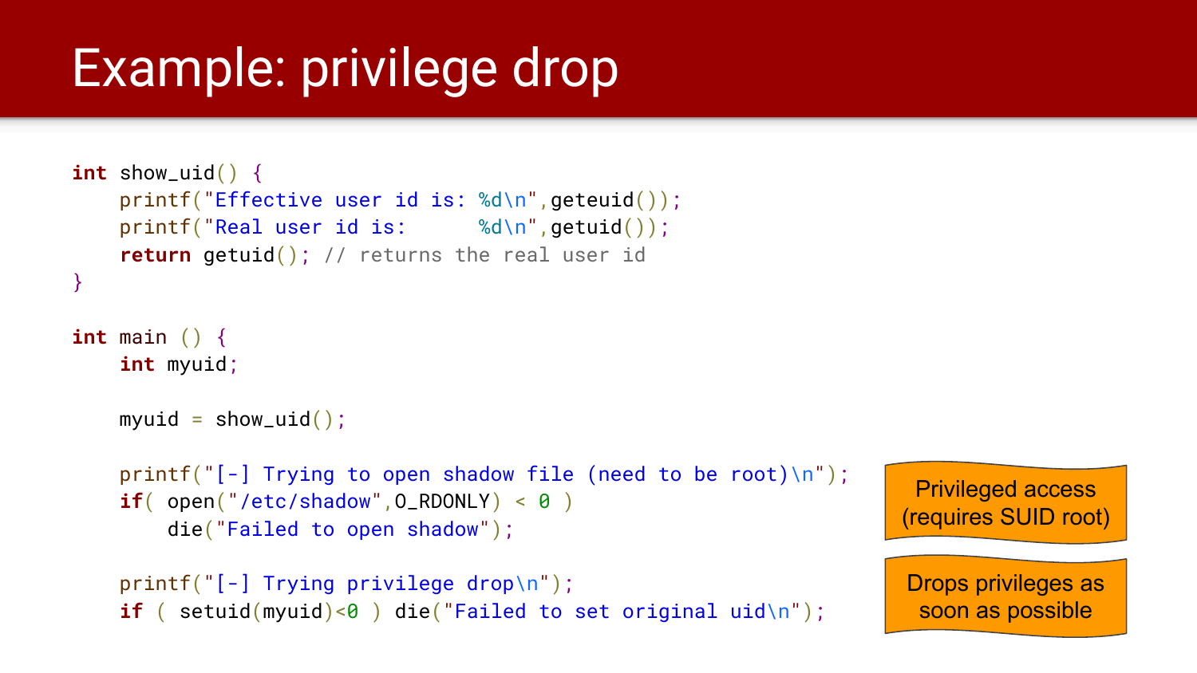# Example: privilege drop

```c
int show_uid() {
    printf("Effective user id is: %d\n",geteuid());
    printf("Real user id is:      %d\n",getuid());
    return getuid(); // returns the real user id
}

int main () {
    int myuid;

    myuid = show_uid();

    printf("[-] Trying to open shadow file (need to be root)\n");
    if( open("/etc/shadow",O_RDONLY) < 0 )
        die("Failed to open shadow");

    printf("[-] Trying privilege drop\n");
    if ( setuid(myuid)<0 ) die("Failed to set original uid\n");
```

Privileged access (requires SUID root)

Drops privileges as soon as possible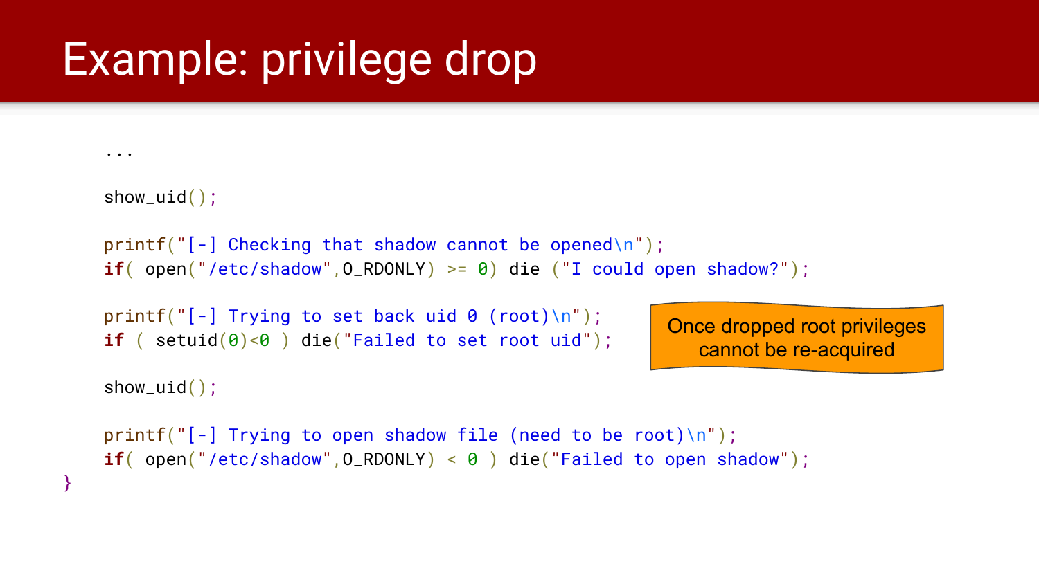# Example: privilege drop

```c
    ...

    show_uid();

    printf("[-] Checking that shadow cannot be opened\n");
    if( open("/etc/shadow",O_RDONLY) >= 0) die ("I could open shadow?");

    printf("[-] Trying to set back uid 0 (root)\n");
    if ( setuid(0)<0 ) die("Failed to set root uid");

    show_uid();

    printf("[-] Trying to open shadow file (need to be root)\n");
    if( open("/etc/shadow",O_RDONLY) < 0 ) die("Failed to open shadow");
}
```

Once dropped root privileges cannot be re-acquired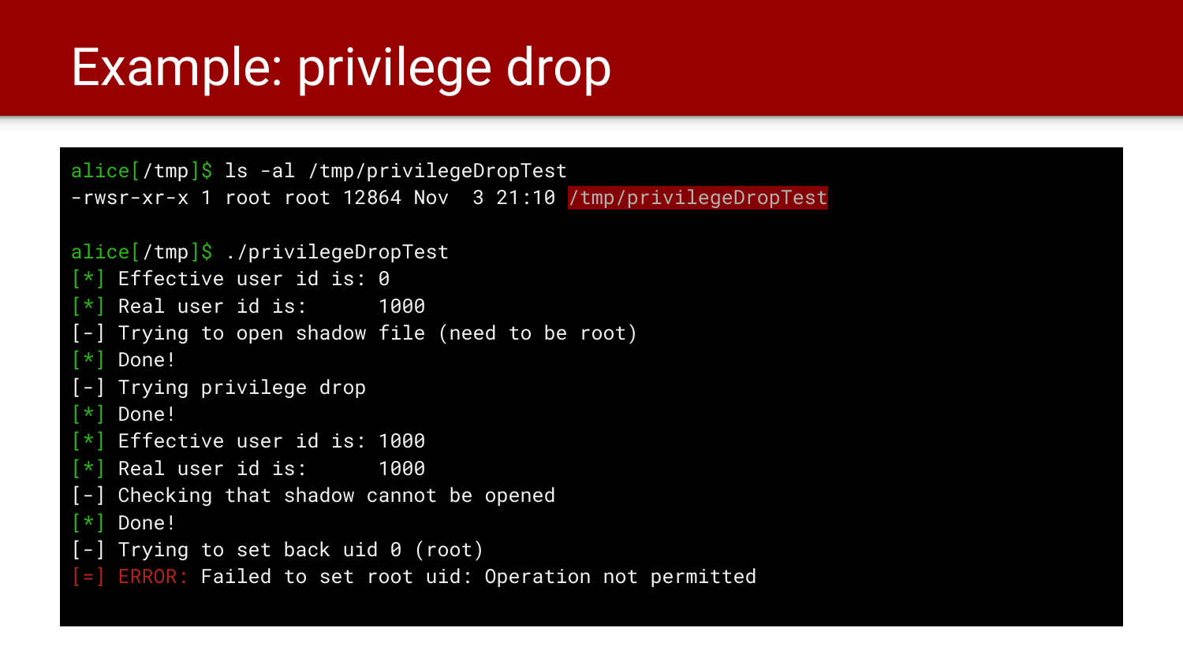# Example: privilege drop

```
alice[/tmp]$ ls -al /tmp/privilegeDropTest
-rwsr-xr-x 1 root root 12864 Nov  3 21:10 /tmp/privilegeDropTest

alice[/tmp]$ ./privilegeDropTest
[*] Effective user id is: 0
[*] Real user id is:      1000
[-] Trying to open shadow file (need to be root)
[*] Done!
[-] Trying privilege drop
[*] Done!
[*] Effective user id is: 1000
[*] Real user id is:      1000
[-] Checking that shadow cannot be opened
[*] Done!
[-] Trying to set back uid 0 (root)
[=] ERROR: Failed to set root uid: Operation not permitted
```